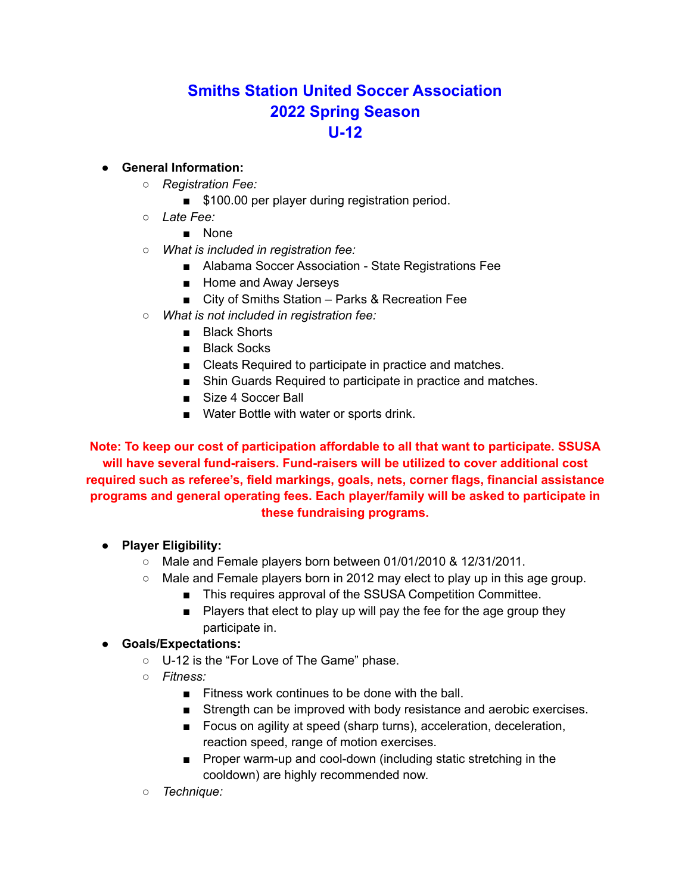# Smiths Station United Soccer Association
# 2022 Spring Season
# U-12

- **General Information:**
  - *Registration Fee:*
    - $100.00 per player during registration period.
  - *Late Fee:*
    - None
  - *What is included in registration fee:*
    - Alabama Soccer Association - State Registrations Fee
    - Home and Away Jerseys
    - City of Smiths Station – Parks & Recreation Fee
  - *What is not included in registration fee:*
    - Black Shorts
    - Black Socks
    - Cleats Required to participate in practice and matches.
    - Shin Guards Required to participate in practice and matches.
    - Size 4 Soccer Ball
    - Water Bottle with water or sports drink.

**Note: To keep our cost of participation affordable to all that want to participate. SSUSA will have several fund-raisers. Fund-raisers will be utilized to cover additional cost required such as referee's, field markings, goals, nets, corner flags, financial assistance programs and general operating fees. Each player/family will be asked to participate in these fundraising programs.**

- **Player Eligibility:**
  - Male and Female players born between 01/01/2010 & 12/31/2011.
  - Male and Female players born in 2012 may elect to play up in this age group.
    - This requires approval of the SSUSA Competition Committee.
    - Players that elect to play up will pay the fee for the age group they participate in.
- **Goals/Expectations:**
  - U-12 is the "For Love of The Game" phase.
  - *Fitness:*
    - Fitness work continues to be done with the ball.
    - Strength can be improved with body resistance and aerobic exercises.
    - Focus on agility at speed (sharp turns), acceleration, deceleration, reaction speed, range of motion exercises.
    - Proper warm-up and cool-down (including static stretching in the cooldown) are highly recommended now.
  - *Technique:*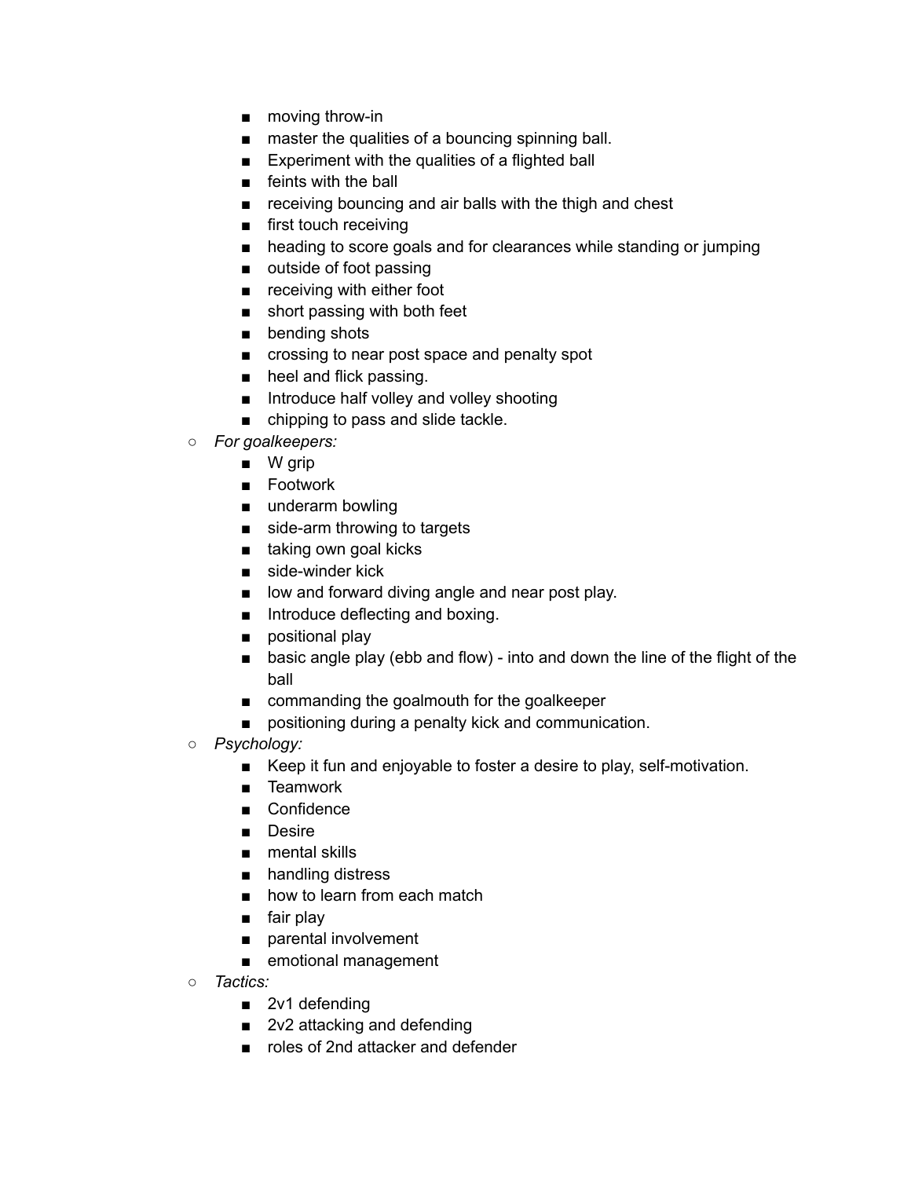- moving throw-in
        - master the qualities of a bouncing spinning ball.
        - Experiment with the qualities of a flighted ball
        - feints with the ball
        - receiving bouncing and air balls with the thigh and chest
        - first touch receiving
        - heading to score goals and for clearances while standing or jumping
        - outside of foot passing
        - receiving with either foot
        - short passing with both feet
        - bending shots
        - crossing to near post space and penalty spot
        - heel and flick passing.
        - Introduce half volley and volley shooting
        - chipping to pass and slide tackle.
    - *For goalkeepers:*
        - W grip
        - Footwork
        - underarm bowling
        - side-arm throwing to targets
        - taking own goal kicks
        - side-winder kick
        - low and forward diving angle and near post play.
        - Introduce deflecting and boxing.
        - positional play
        - basic angle play (ebb and flow) - into and down the line of the flight of the ball
        - commanding the goalmouth for the goalkeeper
        - positioning during a penalty kick and communication.
    - *Psychology:*
        - Keep it fun and enjoyable to foster a desire to play, self-motivation.
        - Teamwork
        - Confidence
        - Desire
        - mental skills
        - handling distress
        - how to learn from each match
        - fair play
        - parental involvement
        - emotional management
    - *Tactics:*
        - 2v1 defending
        - 2v2 attacking and defending
        - roles of 2nd attacker and defender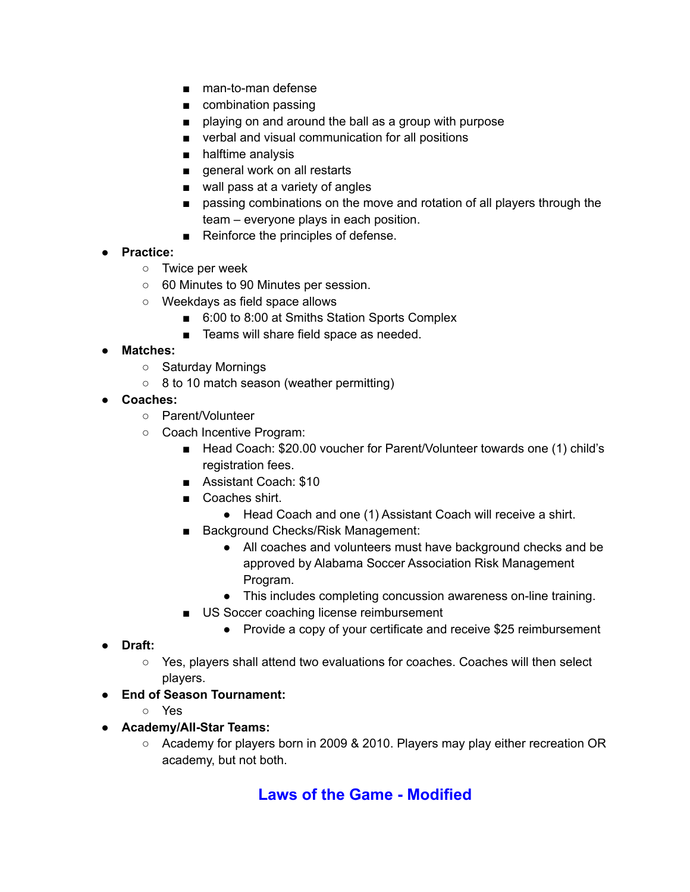- man-to-man defense
        - combination passing
        - playing on and around the ball as a group with purpose
        - verbal and visual communication for all positions
        - halftime analysis
        - general work on all restarts
        - wall pass at a variety of angles
        - passing combinations on the move and rotation of all players through the team – everyone plays in each position.
        - Reinforce the principles of defense.
- **Practice:**
    - Twice per week
    - 60 Minutes to 90 Minutes per session.
    - Weekdays as field space allows
        - 6:00 to 8:00 at Smiths Station Sports Complex
        - Teams will share field space as needed.
- **Matches:**
    - Saturday Mornings
    - 8 to 10 match season (weather permitting)
- **Coaches:**
    - Parent/Volunteer
    - Coach Incentive Program:
        - Head Coach: $20.00 voucher for Parent/Volunteer towards one (1) child's registration fees.
        - Assistant Coach: $10
        - Coaches shirt.
            - Head Coach and one (1) Assistant Coach will receive a shirt.
        - Background Checks/Risk Management:
            - All coaches and volunteers must have background checks and be approved by Alabama Soccer Association Risk Management Program.
            - This includes completing concussion awareness on-line training.
        - US Soccer coaching license reimbursement
            - Provide a copy of your certificate and receive $25 reimbursement
- **Draft:**
    - Yes, players shall attend two evaluations for coaches. Coaches will then select players.
- **End of Season Tournament:**
    - Yes
- **Academy/All-Star Teams:**
    - Academy for players born in 2009 & 2010. Players may play either recreation OR academy, but not both.

## Laws of the Game - Modified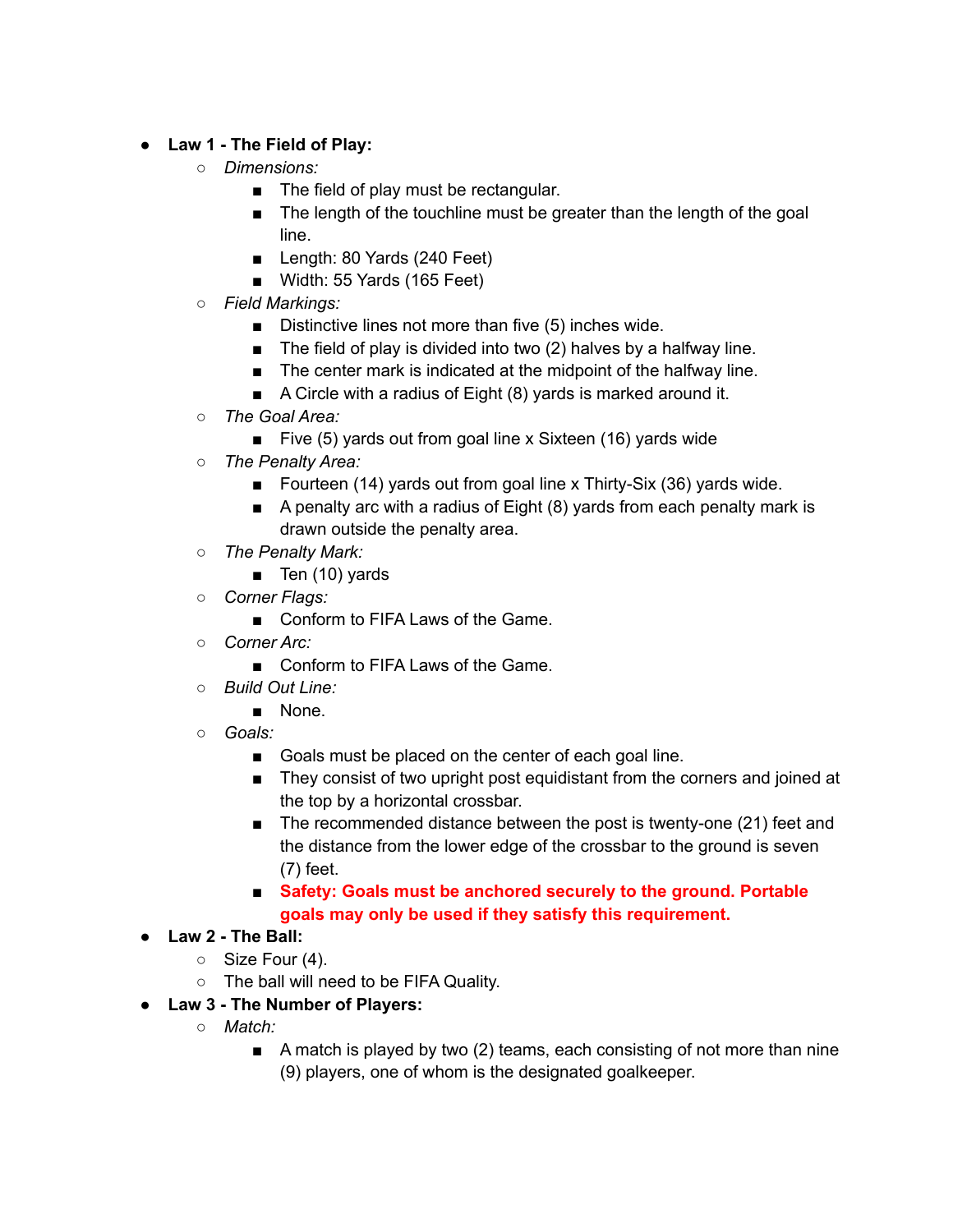- **Law 1 - The Field of Play:**
  - *Dimensions:*
    - The field of play must be rectangular.
    - The length of the touchline must be greater than the length of the goal line.
    - Length: 80 Yards (240 Feet)
    - Width: 55 Yards (165 Feet)
  - *Field Markings:*
    - Distinctive lines not more than five (5) inches wide.
    - The field of play is divided into two (2) halves by a halfway line.
    - The center mark is indicated at the midpoint of the halfway line.
    - A Circle with a radius of Eight (8) yards is marked around it.
  - *The Goal Area:*
    - Five (5) yards out from goal line x Sixteen (16) yards wide
  - *The Penalty Area:*
    - Fourteen (14) yards out from goal line x Thirty-Six (36) yards wide.
    - A penalty arc with a radius of Eight (8) yards from each penalty mark is drawn outside the penalty area.
  - *The Penalty Mark:*
    - Ten (10) yards
  - *Corner Flags:*
    - Conform to FIFA Laws of the Game.
  - *Corner Arc:*
    - Conform to FIFA Laws of the Game.
  - *Build Out Line:*
    - None.
  - *Goals:*
    - Goals must be placed on the center of each goal line.
    - They consist of two upright post equidistant from the corners and joined at the top by a horizontal crossbar.
    - The recommended distance between the post is twenty-one (21) feet and the distance from the lower edge of the crossbar to the ground is seven (7) feet.
    - **Safety: Goals must be anchored securely to the ground. Portable goals may only be used if they satisfy this requirement.**
- **Law 2 - The Ball:**
  - Size Four (4).
  - The ball will need to be FIFA Quality.
- **Law 3 - The Number of Players:**
  - *Match:*
    - A match is played by two (2) teams, each consisting of not more than nine (9) players, one of whom is the designated goalkeeper.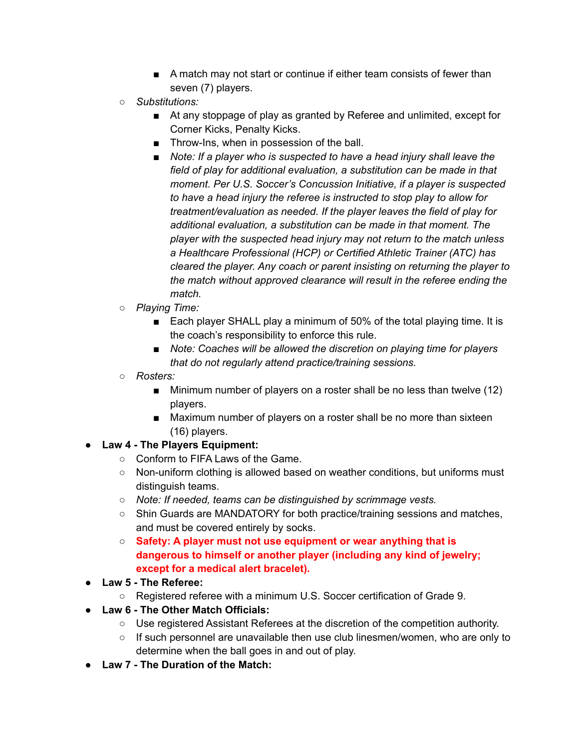- A match may not start or continue if either team consists of fewer than seven (7) players.
    - *Substitutions:*
        - At any stoppage of play as granted by Referee and unlimited, except for Corner Kicks, Penalty Kicks.
        - Throw-Ins, when in possession of the ball.
        - *Note: If a player who is suspected to have a head injury shall leave the field of play for additional evaluation, a substitution can be made in that moment. Per U.S. Soccer's Concussion Initiative, if a player is suspected to have a head injury the referee is instructed to stop play to allow for treatment/evaluation as needed. If the player leaves the field of play for additional evaluation, a substitution can be made in that moment. The player with the suspected head injury may not return to the match unless a Healthcare Professional (HCP) or Certified Athletic Trainer (ATC) has cleared the player. Any coach or parent insisting on returning the player to the match without approved clearance will result in the referee ending the match.*
    - *Playing Time:*
        - Each player SHALL play a minimum of 50% of the total playing time. It is the coach's responsibility to enforce this rule.
        - *Note: Coaches will be allowed the discretion on playing time for players that do not regularly attend practice/training sessions.*
    - *Rosters:*
        - Minimum number of players on a roster shall be no less than twelve (12) players.
        - Maximum number of players on a roster shall be no more than sixteen (16) players.
- **Law 4 - The Players Equipment:**
    - Conform to FIFA Laws of the Game.
    - Non-uniform clothing is allowed based on weather conditions, but uniforms must distinguish teams.
    - *Note: If needed, teams can be distinguished by scrimmage vests.*
    - Shin Guards are MANDATORY for both practice/training sessions and matches, and must be covered entirely by socks.
    - **Safety: A player must not use equipment or wear anything that is dangerous to himself or another player (including any kind of jewelry; except for a medical alert bracelet).**
- **Law 5 - The Referee:**
    - Registered referee with a minimum U.S. Soccer certification of Grade 9.
- **Law 6 - The Other Match Officials:**
    - Use registered Assistant Referees at the discretion of the competition authority.
    - If such personnel are unavailable then use club linesmen/women, who are only to determine when the ball goes in and out of play.
- **Law 7 - The Duration of the Match:**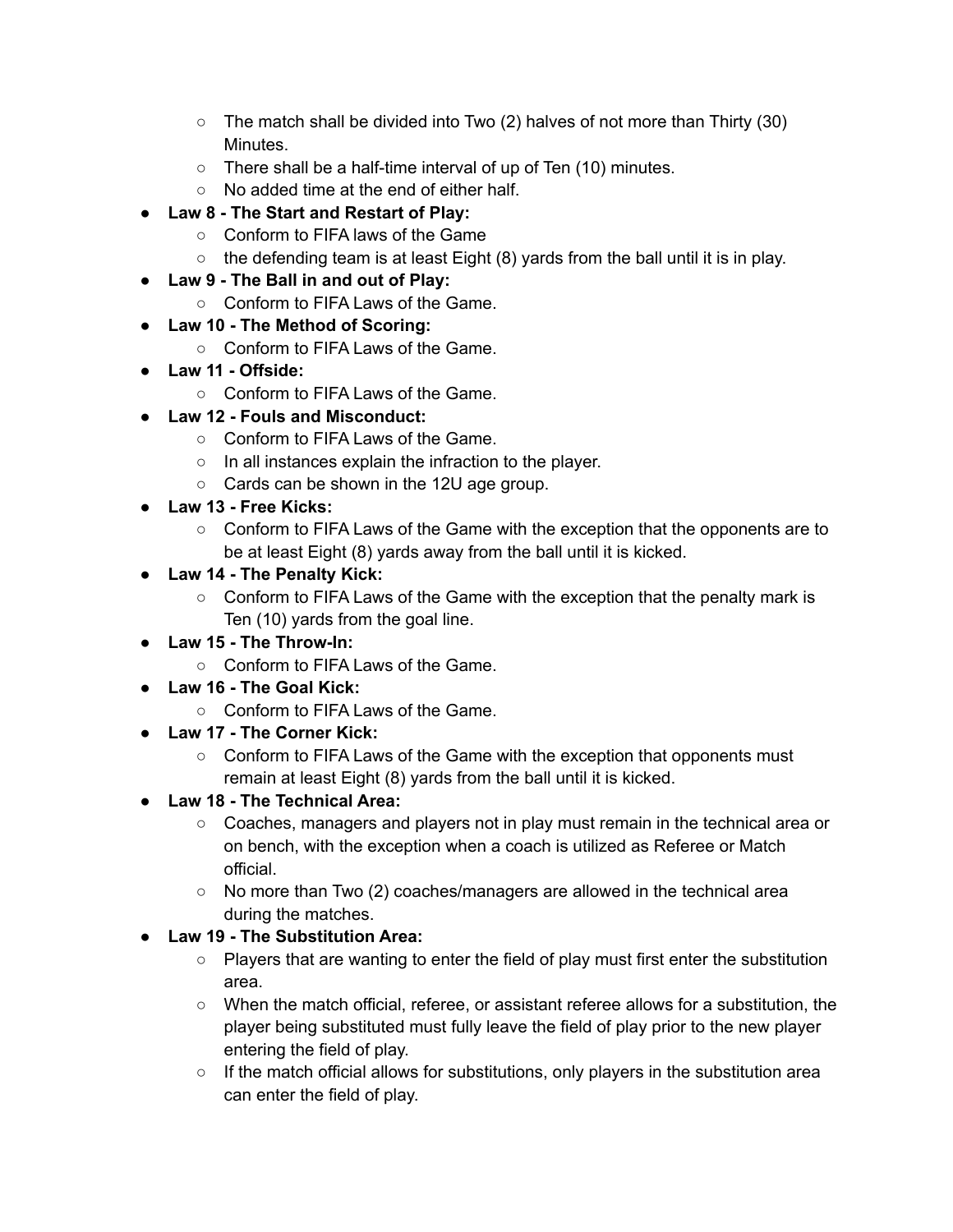- The match shall be divided into Two (2) halves of not more than Thirty (30) Minutes.
  - There shall be a half-time interval of up of Ten (10) minutes.
  - No added time at the end of either half.
- **Law 8 - The Start and Restart of Play:**
  - Conform to FIFA laws of the Game
  - the defending team is at least Eight (8) yards from the ball until it is in play.
- **Law 9 - The Ball in and out of Play:**
  - Conform to FIFA Laws of the Game.
- **Law 10 - The Method of Scoring:**
  - Conform to FIFA Laws of the Game.
- **Law 11 - Offside:**
  - Conform to FIFA Laws of the Game.
- **Law 12 - Fouls and Misconduct:**
  - Conform to FIFA Laws of the Game.
  - In all instances explain the infraction to the player.
  - Cards can be shown in the 12U age group.
- **Law 13 - Free Kicks:**
  - Conform to FIFA Laws of the Game with the exception that the opponents are to be at least Eight (8) yards away from the ball until it is kicked.
- **Law 14 - The Penalty Kick:**
  - Conform to FIFA Laws of the Game with the exception that the penalty mark is Ten (10) yards from the goal line.
- **Law 15 - The Throw-In:**
  - Conform to FIFA Laws of the Game.
- **Law 16 - The Goal Kick:**
  - Conform to FIFA Laws of the Game.
- **Law 17 - The Corner Kick:**
  - Conform to FIFA Laws of the Game with the exception that opponents must remain at least Eight (8) yards from the ball until it is kicked.
- **Law 18 - The Technical Area:**
  - Coaches, managers and players not in play must remain in the technical area or on bench, with the exception when a coach is utilized as Referee or Match official.
  - No more than Two (2) coaches/managers are allowed in the technical area during the matches.
- **Law 19 - The Substitution Area:**
  - Players that are wanting to enter the field of play must first enter the substitution area.
  - When the match official, referee, or assistant referee allows for a substitution, the player being substituted must fully leave the field of play prior to the new player entering the field of play.
  - If the match official allows for substitutions, only players in the substitution area can enter the field of play.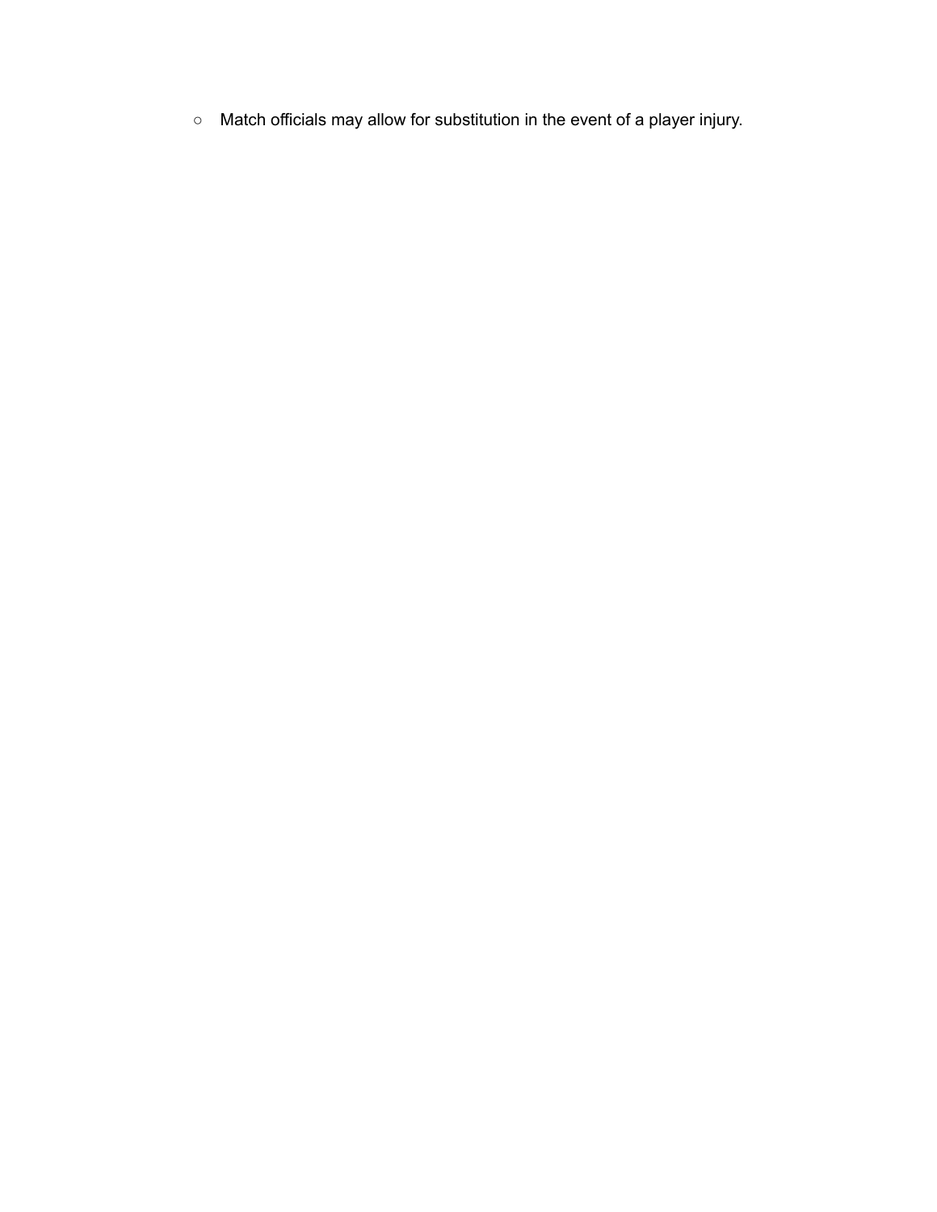- Match officials may allow for substitution in the event of a player injury.